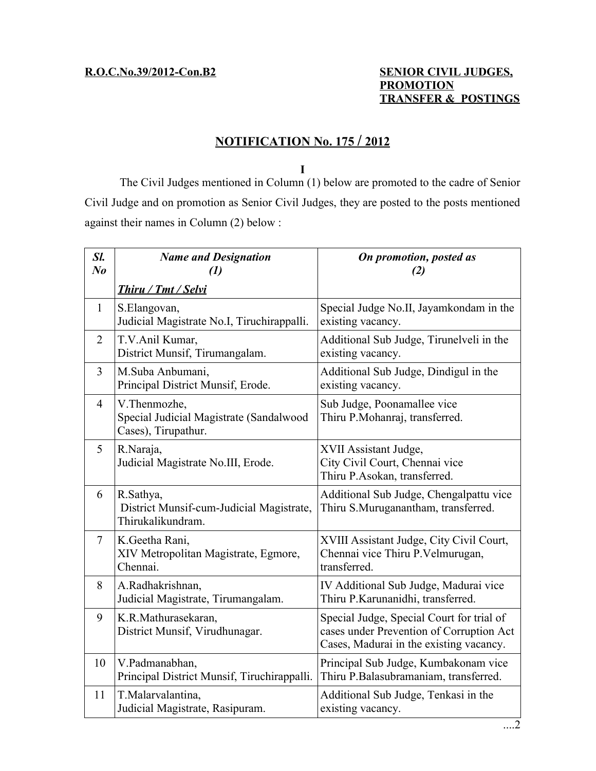**R.O.C.No.39/2012-Con.B2**

**SENIOR CIVIL JUDGES,**
**PROMOTION**
**TRANSFER & POSTINGS**

# NOTIFICATION No. 175 / 2012

**I**

The Civil Judges mentioned in Column (1) below are promoted to the cadre of Senior Civil Judge and on promotion as Senior Civil Judges, they are posted to the posts mentioned against their names in Column (2) below :

| *Sl. No* | *Name and Designation (1)* | *On promotion, posted as (2)* |
|---|---|---|
| | ***Thiru / Tmt / Selvi*** | |
| 1 | S.Elangovan, Judicial Magistrate No.I, Tiruchirappalli. | Special Judge No.II, Jayamkondam in the existing vacancy. |
| 2 | T.V.Anil Kumar, District Munsif, Tirumangalam. | Additional Sub Judge, Tirunelveli in the existing vacancy. |
| 3 | M.Suba Anbumani, Principal District Munsif, Erode. | Additional Sub Judge, Dindigul in the existing vacancy. |
| 4 | V.Thenmozhe, Special Judicial Magistrate (Sandalwood Cases), Tirupathur. | Sub Judge, Poonamallee vice Thiru P.Mohanraj, transferred. |
| 5 | R.Naraja, Judicial Magistrate No.III, Erode. | XVII Assistant Judge, City Civil Court, Chennai vice Thiru P.Asokan, transferred. |
| 6 | R.Sathya, District Munsif-cum-Judicial Magistrate, Thirukalikundram. | Additional Sub Judge, Chengalpattu vice Thiru S.Muruganantham, transferred. |
| 7 | K.Geetha Rani, XIV Metropolitan Magistrate, Egmore, Chennai. | XVIII Assistant Judge, City Civil Court, Chennai vice Thiru P.Velmurugan, transferred. |
| 8 | A.Radhakrishnan, Judicial Magistrate, Tirumangalam. | IV Additional Sub Judge, Madurai vice Thiru P.Karunanidhi, transferred. |
| 9 | K.R.Mathurasekaran, District Munsif, Virudhunagar. | Special Judge, Special Court for trial of cases under Prevention of Corruption Act Cases, Madurai in the existing vacancy. |
| 10 | V.Padmanabhan, Principal District Munsif, Tiruchirappalli. | Principal Sub Judge, Kumbakonam vice Thiru P.Balasubramaniam, transferred. |
| 11 | T.Malarvalantina, Judicial Magistrate, Rasipuram. | Additional Sub Judge, Tenkasi in the existing vacancy. |

....2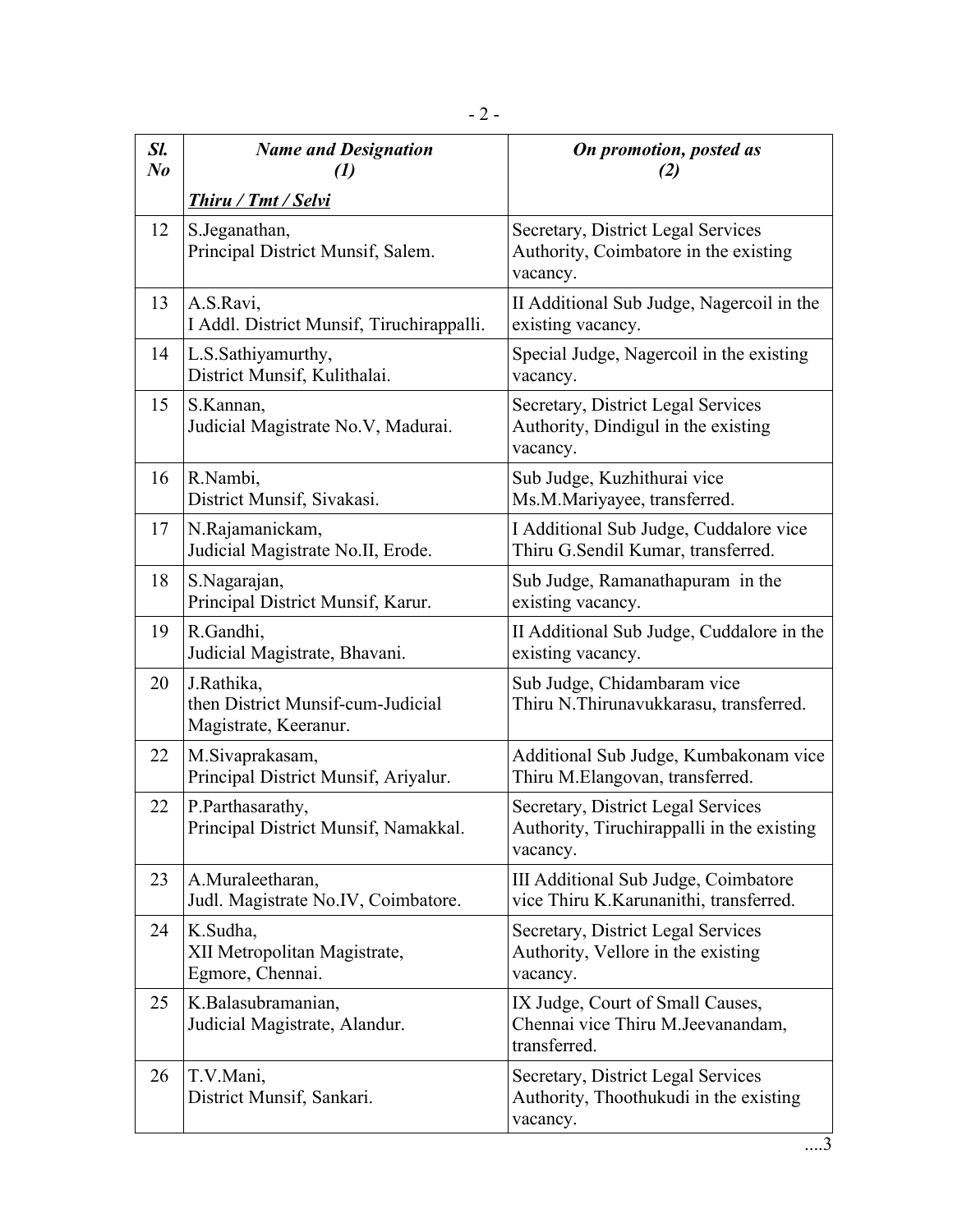| Sl. No | Name and Designation (1) | On promotion, posted as (2) |
|---|---|---|
| | ***Thiru / Tmt / Selvi*** | |
| 12 | S.Jeganathan, Principal District Munsif, Salem. | Secretary, District Legal Services Authority, Coimbatore in the existing vacancy. |
| 13 | A.S.Ravi, I Addl. District Munsif, Tiruchirappalli. | II Additional Sub Judge, Nagercoil in the existing vacancy. |
| 14 | L.S.Sathiyamurthy, District Munsif, Kulithalai. | Special Judge, Nagercoil in the existing vacancy. |
| 15 | S.Kannan, Judicial Magistrate No.V, Madurai. | Secretary, District Legal Services Authority, Dindigul in the existing vacancy. |
| 16 | R.Nambi, District Munsif, Sivakasi. | Sub Judge, Kuzhithurai vice Ms.M.Mariyayee, transferred. |
| 17 | N.Rajamanickam, Judicial Magistrate No.II, Erode. | I Additional Sub Judge, Cuddalore vice Thiru G.Sendil Kumar, transferred. |
| 18 | S.Nagarajan, Principal District Munsif, Karur. | Sub Judge, Ramanathapuram in the existing vacancy. |
| 19 | R.Gandhi, Judicial Magistrate, Bhavani. | II Additional Sub Judge, Cuddalore in the existing vacancy. |
| 20 | J.Rathika, then District Munsif-cum-Judicial Magistrate, Keeranur. | Sub Judge, Chidambaram vice Thiru N.Thirunavukkarasu, transferred. |
| 22 | M.Sivaprakasam, Principal District Munsif, Ariyalur. | Additional Sub Judge, Kumbakonam vice Thiru M.Elangovan, transferred. |
| 22 | P.Parthasarathy, Principal District Munsif, Namakkal. | Secretary, District Legal Services Authority, Tiruchirappalli in the existing vacancy. |
| 23 | A.Muraleetharan, Judl. Magistrate No.IV, Coimbatore. | III Additional Sub Judge, Coimbatore vice Thiru K.Karunanithi, transferred. |
| 24 | K.Sudha, XII Metropolitan Magistrate, Egmore, Chennai. | Secretary, District Legal Services Authority, Vellore in the existing vacancy. |
| 25 | K.Balasubramanian, Judicial Magistrate, Alandur. | IX Judge, Court of Small Causes, Chennai vice Thiru M.Jeevanandam, transferred. |
| 26 | T.V.Mani, District Munsif, Sankari. | Secretary, District Legal Services Authority, Thoothukudi in the existing vacancy. |

....3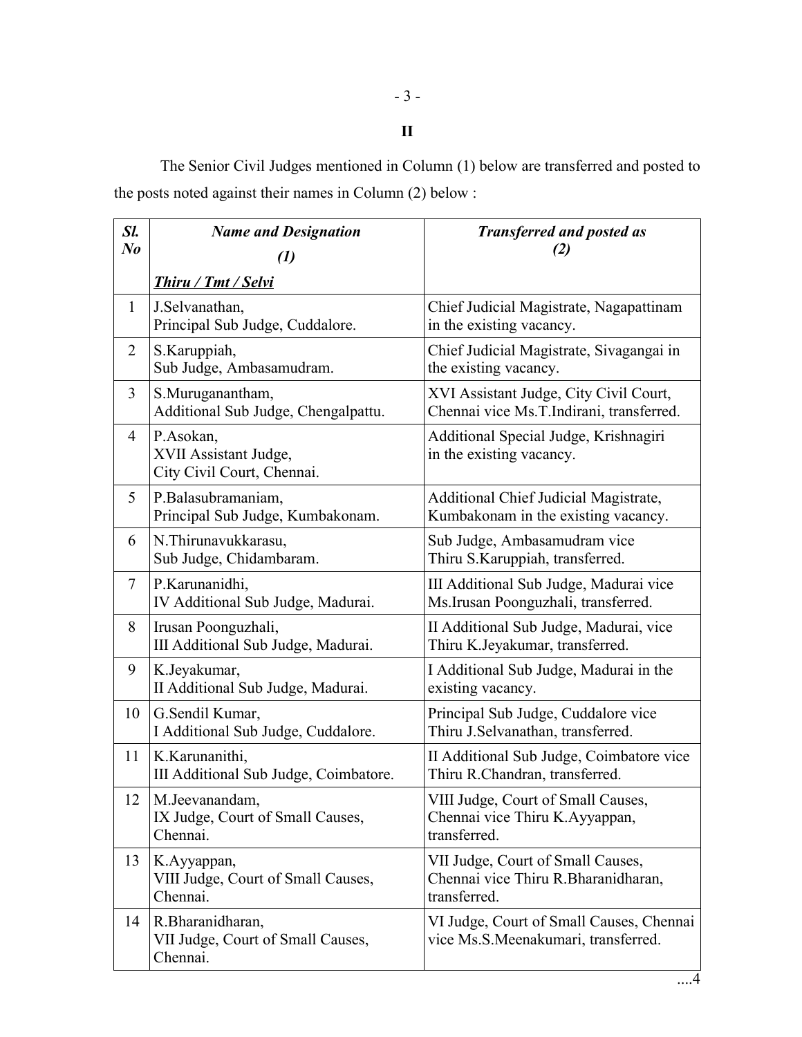## II

The Senior Civil Judges mentioned in Column (1) below are transferred and posted to the posts noted against their names in Column (2) below :

| ***Sl. No*** | ***Name and Designation (1)*** <br> ***Thiru / Tmt / Selvi*** | ***Transferred and posted as (2)*** |
|---|---|---|
| 1 | J.Selvanathan, Principal Sub Judge, Cuddalore. | Chief Judicial Magistrate, Nagapattinam in the existing vacancy. |
| 2 | S.Karuppiah, Sub Judge, Ambasamudram. | Chief Judicial Magistrate, Sivagangai in the existing vacancy. |
| 3 | S.Muruganantham, Additional Sub Judge, Chengalpattu. | XVI Assistant Judge, City Civil Court, Chennai vice Ms.T.Indirani, transferred. |
| 4 | P.Asokan, XVII Assistant Judge, City Civil Court, Chennai. | Additional Special Judge, Krishnagiri in the existing vacancy. |
| 5 | P.Balasubramaniam, Principal Sub Judge, Kumbakonam. | Additional Chief Judicial Magistrate, Kumbakonam in the existing vacancy. |
| 6 | N.Thirunavukkarasu, Sub Judge, Chidambaram. | Sub Judge, Ambasamudram vice Thiru S.Karuppiah, transferred. |
| 7 | P.Karunanidhi, IV Additional Sub Judge, Madurai. | III Additional Sub Judge, Madurai vice Ms.Irusan Poonguzhali, transferred. |
| 8 | Irusan Poonguzhali, III Additional Sub Judge, Madurai. | II Additional Sub Judge, Madurai, vice Thiru K.Jeyakumar, transferred. |
| 9 | K.Jeyakumar, II Additional Sub Judge, Madurai. | I Additional Sub Judge, Madurai in the existing vacancy. |
| 10 | G.Sendil Kumar, I Additional Sub Judge, Cuddalore. | Principal Sub Judge, Cuddalore vice Thiru J.Selvanathan, transferred. |
| 11 | K.Karunanithi, III Additional Sub Judge, Coimbatore. | II Additional Sub Judge, Coimbatore vice Thiru R.Chandran, transferred. |
| 12 | M.Jeevanandam, IX Judge, Court of Small Causes, Chennai. | VIII Judge, Court of Small Causes, Chennai vice Thiru K.Ayyappan, transferred. |
| 13 | K.Ayyappan, VIII Judge, Court of Small Causes, Chennai. | VII Judge, Court of Small Causes, Chennai vice Thiru R.Bharanidharan, transferred. |
| 14 | R.Bharanidharan, VII Judge, Court of Small Causes, Chennai. | VI Judge, Court of Small Causes, Chennai vice Ms.S.Meenakumari, transferred. |

....4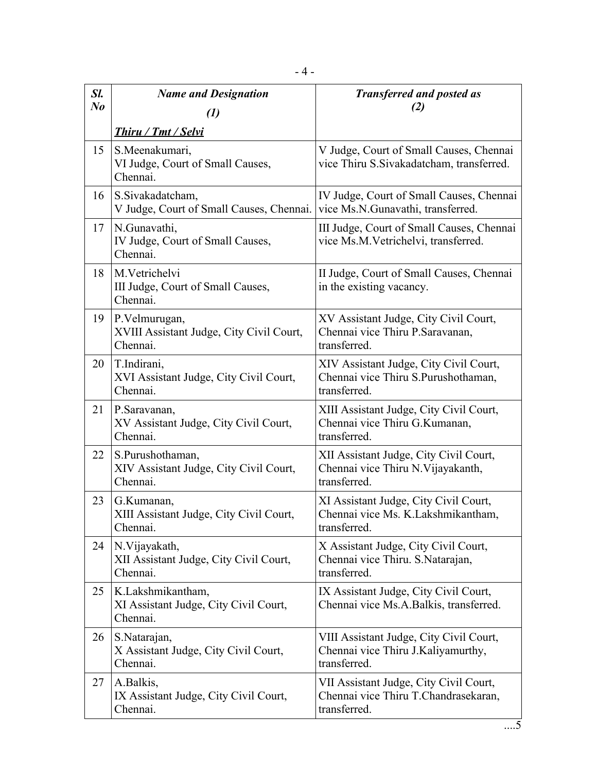| Sl. No | Name and Designation (1) Thiru / Tmt / Selvi | Transferred and posted as (2) |
|---|---|---|
| 15 | S.Meenakumari, VI Judge, Court of Small Causes, Chennai. | V Judge, Court of Small Causes, Chennai vice Thiru S.Sivakadatcham, transferred. |
| 16 | S.Sivakadatcham, V Judge, Court of Small Causes, Chennai. | IV Judge, Court of Small Causes, Chennai vice Ms.N.Gunavathi, transferred. |
| 17 | N.Gunavathi, IV Judge, Court of Small Causes, Chennai. | III Judge, Court of Small Causes, Chennai vice Ms.M.Vetrichelvi, transferred. |
| 18 | M.Vetrichelvi III Judge, Court of Small Causes, Chennai. | II Judge, Court of Small Causes, Chennai in the existing vacancy. |
| 19 | P.Velmurugan, XVIII Assistant Judge, City Civil Court, Chennai. | XV Assistant Judge, City Civil Court, Chennai vice Thiru P.Saravanan, transferred. |
| 20 | T.Indirani, XVI Assistant Judge, City Civil Court, Chennai. | XIV Assistant Judge, City Civil Court, Chennai vice Thiru S.Purushothaman, transferred. |
| 21 | P.Saravanan, XV Assistant Judge, City Civil Court, Chennai. | XIII Assistant Judge, City Civil Court, Chennai vice Thiru G.Kumanan, transferred. |
| 22 | S.Purushothaman, XIV Assistant Judge, City Civil Court, Chennai. | XII Assistant Judge, City Civil Court, Chennai vice Thiru N.Vijayakanth, transferred. |
| 23 | G.Kumanan, XIII Assistant Judge, City Civil Court, Chennai. | XI Assistant Judge, City Civil Court, Chennai vice Ms. K.Lakshmikantham, transferred. |
| 24 | N.Vijayakath, XII Assistant Judge, City Civil Court, Chennai. | X Assistant Judge, City Civil Court, Chennai vice Thiru. S.Natarajan, transferred. |
| 25 | K.Lakshmikantham, XI Assistant Judge, City Civil Court, Chennai. | IX Assistant Judge, City Civil Court, Chennai vice Ms.A.Balkis, transferred. |
| 26 | S.Natarajan, X Assistant Judge, City Civil Court, Chennai. | VIII Assistant Judge, City Civil Court, Chennai vice Thiru J.Kaliyamurthy, transferred. |
| 27 | A.Balkis, IX Assistant Judge, City Civil Court, Chennai. | VII Assistant Judge, City Civil Court, Chennai vice Thiru T.Chandrasekaran, transferred. |

....5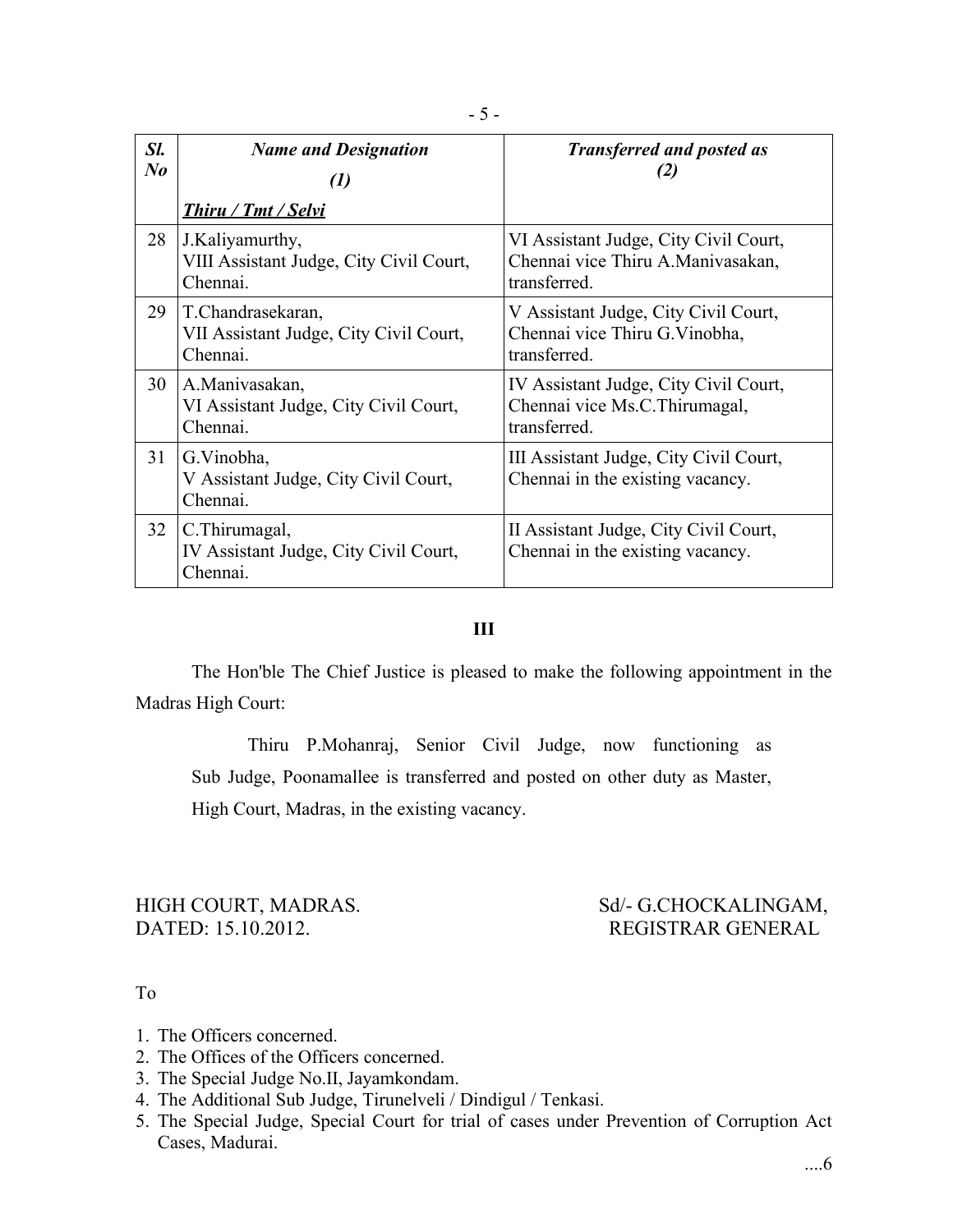| Sl. No | *Name and Designation* *(1)* *Thiru / Tmt / Selvi* | *Transferred and posted as* *(2)* |
|---|---|---|
| 28 | J.Kaliyamurthy, VIII Assistant Judge, City Civil Court, Chennai. | VI Assistant Judge, City Civil Court, Chennai vice Thiru A.Manivasakan, transferred. |
| 29 | T.Chandrasekaran, VII Assistant Judge, City Civil Court, Chennai. | V Assistant Judge, City Civil Court, Chennai vice Thiru G.Vinobha, transferred. |
| 30 | A.Manivasakan, VI Assistant Judge, City Civil Court, Chennai. | IV Assistant Judge, City Civil Court, Chennai vice Ms.C.Thirumagal, transferred. |
| 31 | G.Vinobha, V Assistant Judge, City Civil Court, Chennai. | III Assistant Judge, City Civil Court, Chennai in the existing vacancy. |
| 32 | C.Thirumagal, IV Assistant Judge, City Civil Court, Chennai. | II Assistant Judge, City Civil Court, Chennai in the existing vacancy. |

**III**

The Hon'ble The Chief Justice is pleased to make the following appointment in the Madras High Court:

> Thiru P.Mohanraj, Senior Civil Judge, now functioning as Sub Judge, Poonamallee is transferred and posted on other duty as Master, High Court, Madras, in the existing vacancy.

HIGH COURT, MADRAS.
DATED: 15.10.2012.

Sd/- G.CHOCKALINGAM,
REGISTRAR GENERAL

To

1. The Officers concerned.
2. The Offices of the Officers concerned.
3. The Special Judge No.II, Jayamkondam.
4. The Additional Sub Judge, Tirunelveli / Dindigul / Tenkasi.
5. The Special Judge, Special Court for trial of cases under Prevention of Corruption Act Cases, Madurai.

....6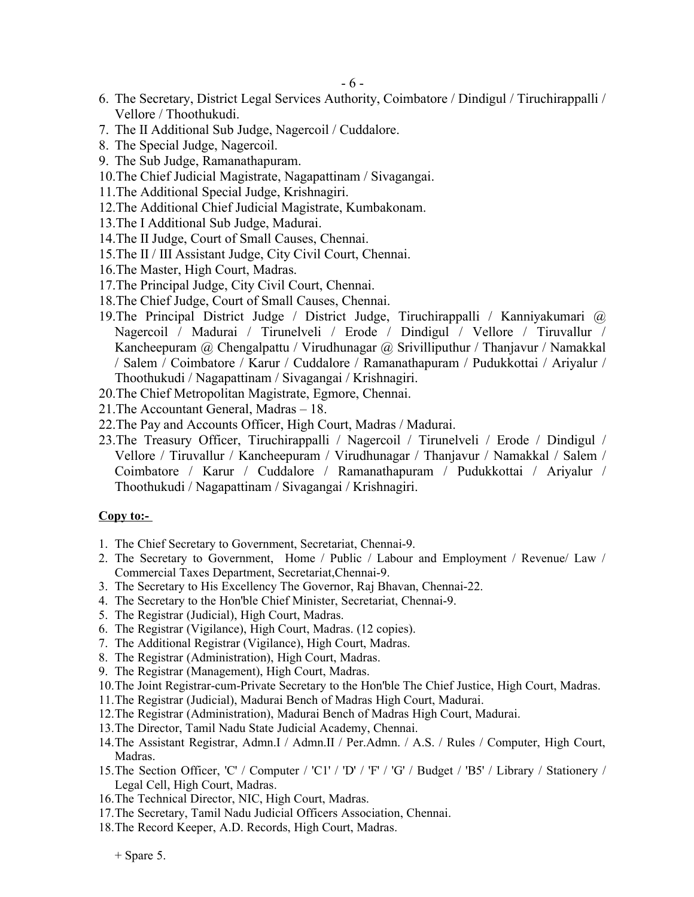6. The Secretary, District Legal Services Authority, Coimbatore / Dindigul / Tiruchirappalli / Vellore / Thoothukudi.
7. The II Additional Sub Judge, Nagercoil / Cuddalore.
8. The Special Judge, Nagercoil.
9. The Sub Judge, Ramanathapuram.
10. The Chief Judicial Magistrate, Nagapattinam / Sivagangai.
11. The Additional Special Judge, Krishnagiri.
12. The Additional Chief Judicial Magistrate, Kumbakonam.
13. The I Additional Sub Judge, Madurai.
14. The II Judge, Court of Small Causes, Chennai.
15. The II / III Assistant Judge, City Civil Court, Chennai.
16. The Master, High Court, Madras.
17. The Principal Judge, City Civil Court, Chennai.
18. The Chief Judge, Court of Small Causes, Chennai.
19. The Principal District Judge / District Judge, Tiruchirappalli / Kanniyakumari @ Nagercoil / Madurai / Tirunelveli / Erode / Dindigul / Vellore / Tiruvallur / Kancheepuram @ Chengalpattu / Virudhunagar @ Srivilliputhur / Thanjavur / Namakkal / Salem / Coimbatore / Karur / Cuddalore / Ramanathapuram / Pudukkottai / Ariyalur / Thoothukudi / Nagapattinam / Sivagangai / Krishnagiri.
20. The Chief Metropolitan Magistrate, Egmore, Chennai.
21. The Accountant General, Madras – 18.
22. The Pay and Accounts Officer, High Court, Madras / Madurai.
23. The Treasury Officer, Tiruchirappalli / Nagercoil / Tirunelveli / Erode / Dindigul / Vellore / Tiruvallur / Kancheepuram / Virudhunagar / Thanjavur / Namakkal / Salem / Coimbatore / Karur / Cuddalore / Ramanathapuram / Pudukkottai / Ariyalur / Thoothukudi / Nagapattinam / Sivagangai / Krishnagiri.

**Copy to:-**

1. The Chief Secretary to Government, Secretariat, Chennai-9.
2. The Secretary to Government, Home / Public / Labour and Employment / Revenue/ Law / Commercial Taxes Department, Secretariat,Chennai-9.
3. The Secretary to His Excellency The Governor, Raj Bhavan, Chennai-22.
4. The Secretary to the Hon'ble Chief Minister, Secretariat, Chennai-9.
5. The Registrar (Judicial), High Court, Madras.
6. The Registrar (Vigilance), High Court, Madras. (12 copies).
7. The Additional Registrar (Vigilance), High Court, Madras.
8. The Registrar (Administration), High Court, Madras.
9. The Registrar (Management), High Court, Madras.
10. The Joint Registrar-cum-Private Secretary to the Hon'ble The Chief Justice, High Court, Madras.
11. The Registrar (Judicial), Madurai Bench of Madras High Court, Madurai.
12. The Registrar (Administration), Madurai Bench of Madras High Court, Madurai.
13. The Director, Tamil Nadu State Judicial Academy, Chennai.
14. The Assistant Registrar, Admn.I / Admn.II / Per.Admn. / A.S. / Rules / Computer, High Court, Madras.
15. The Section Officer, 'C' / Computer / 'C1' / 'D' / 'F' / 'G' / Budget / 'B5' / Library / Stationery / Legal Cell, High Court, Madras.
16. The Technical Director, NIC, High Court, Madras.
17. The Secretary, Tamil Nadu Judicial Officers Association, Chennai.
18. The Record Keeper, A.D. Records, High Court, Madras.

+ Spare 5.